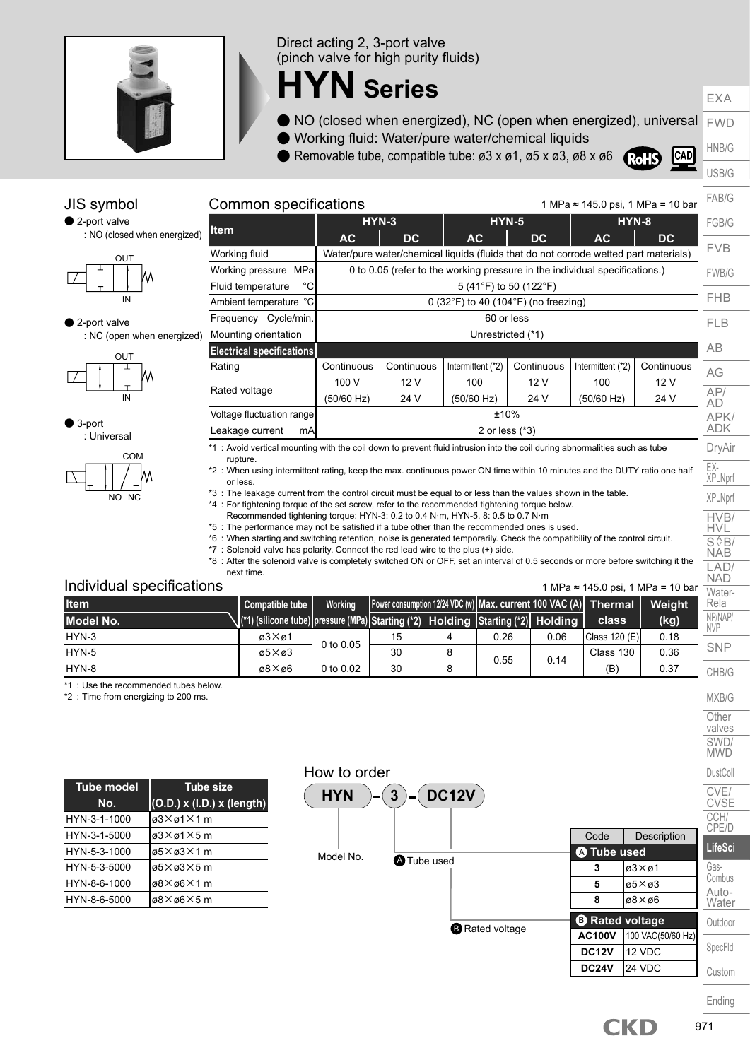Direct acting 2, 3-port valve
(pinch valve for high purity fluids)

# HYN Series

- NO (closed when energized), NC (open when energized), universal
- Working fluid: Water/pure water/chemical liquids
- Removable tube, compatible tube: ø3 x ø1, ø5 x ø3, ø8 x ø6

## JIS symbol

- 2-port valve
  : NO (closed when energized)

OUT / IN

- 2-port valve
  : NC (open when energized)

OUT / IN

- 3-port
  : Universal

COM / NO NC

## Common specifications

1 MPa ≈ 145.0 psi, 1 MPa = 10 bar

| Item | HYN-3 | | HYN-5 | | HYN-8 | |
|---|---|---|---|---|---|---|
| | AC | DC | AC | DC | AC | DC |
| Working fluid | Water/pure water/chemical liquids (fluids that do not corrode wetted part materials) | | | | | |
| Working pressure MPa | 0 to 0.05 (refer to the working pressure in the individual specifications.) | | | | | |
| Fluid temperature °C | 5 (41°F) to 50 (122°F) | | | | | |
| Ambient temperature °C | 0 (32°F) to 40 (104°F) (no freezing) | | | | | |
| Frequency Cycle/min. | 60 or less | | | | | |
| Mounting orientation | Unrestricted (*1) | | | | | |
| **Electrical specifications** | | | | | | |
| Rating | Continuous | Continuous | Intermittent (*2) | Continuous | Intermittent (*2) | Continuous |
| Rated voltage | 100 V (50/60 Hz) | 12 V 24 V | 100 (50/60 Hz) | 12 V 24 V | 100 (50/60 Hz) | 12 V 24 V |
| Voltage fluctuation range | ±10% | | | | | |
| Leakage current mA | 2 or less (*3) | | | | | |

*1 : Avoid vertical mounting with the coil down to prevent fluid intrusion into the coil during abnormalities such as tube rupture.
*2 : When using intermittent rating, keep the max. continuous power ON time within 10 minutes and the DUTY ratio one half or less.
*3 : The leakage current from the control circuit must be equal to or less than the values shown in the table.
*4 : For tightening torque of the set screw, refer to the recommended tightening torque below.
Recommended tightening torque: HYN-3: 0.2 to 0.4 N·m, HYN-5, 8: 0.5 to 0.7 N·m
*5 : The performance may not be satisfied if a tube other than the recommended ones is used.
*6 : When starting and switching retention, noise is generated temporarily. Check the compatibility of the control circuit.
*7 : Solenoid valve has polarity. Connect the red lead wire to the plus (+) side.
*8 : After the solenoid valve is completely switched ON or OFF, set an interval of 0.5 seconds or more before switching it the next time.

## Individual specifications

1 MPa ≈ 145.0 psi, 1 MPa = 10 bar

| Item / Model No. | Compatible tube (*1) (silicone tube) | Working pressure (MPa) | Power consumption 12/24 VDC (w) Starting (*2) | Power consumption 12/24 VDC (w) Holding | Max. current 100 VAC (A) Starting (*2) | Max. current 100 VAC (A) Holding | Thermal class | Weight (kg) |
|---|---|---|---|---|---|---|---|---|
| HYN-3 | ø3×ø1 | 0 to 0.05 | 15 | 4 | 0.26 | 0.06 | Class 120 (E) | 0.18 |
| HYN-5 | ø5×ø3 | 0 to 0.05 | 30 | 8 | 0.55 | 0.14 | Class 130 (B) | 0.36 |
| HYN-8 | ø8×ø6 | 0 to 0.02 | 30 | 8 | 0.55 | 0.14 | Class 130 (B) | 0.37 |

*1 : Use the recommended tubes below.
*2 : Time from energizing to 200 ms.

| Tube model No. | Tube size (O.D.) x (I.D.) x (length) |
|---|---|
| HYN-3-1-1000 | ø3×ø1×1 m |
| HYN-3-1-5000 | ø3×ø1×5 m |
| HYN-5-3-1000 | ø5×ø3×1 m |
| HYN-5-3-5000 | ø5×ø3×5 m |
| HYN-8-6-1000 | ø8×ø6×1 m |
| HYN-8-6-5000 | ø8×ø6×5 m |

## How to order

**HYN - 3 - DC12V**

Model No. / Ⓐ Tube used / Ⓑ Rated voltage

| Code | Description |
|---|---|
| **Ⓐ Tube used** | |
| 3 | ø3×ø1 |
| 5 | ø5×ø3 |
| 8 | ø8×ø6 |
| **Ⓑ Rated voltage** | |
| AC100V | 100 VAC(50/60 Hz) |
| DC12V | 12 VDC |
| DC24V | 24 VDC |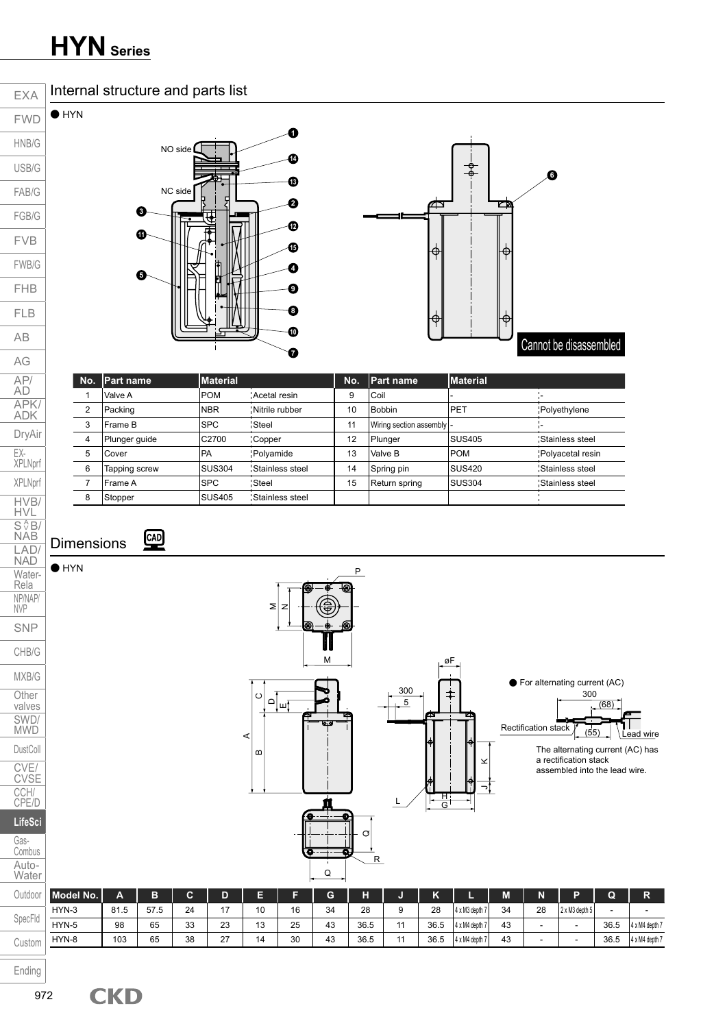# HYN Series

## Internal structure and parts list

● HYN

NO side

NC side

Cannot be disassembled

| No. | Part name | Material | | No. | Part name | Material | |
|---|---|---|---|---|---|---|---|
| 1 | Valve A | POM | Acetal resin | 9 | Coil | - | - |
| 2 | Packing | NBR | Nitrile rubber | 10 | Bobbin | PET | Polyethylene |
| 3 | Frame B | SPC | Steel | 11 | Wiring section assembly | - | - |
| 4 | Plunger guide | C2700 | Copper | 12 | Plunger | SUS405 | Stainless steel |
| 5 | Cover | PA | Polyamide | 13 | Valve B | POM | Polyacetal resin |
| 6 | Tapping screw | SUS304 | Stainless steel | 14 | Spring pin | SUS420 | Stainless steel |
| 7 | Frame A | SPC | Steel | 15 | Return spring | SUS304 | Stainless steel |
| 8 | Stopper | SUS405 | Stainless steel | | | | |

## Dimensions

● HYN

● For alternating current (AC)

300

(68)

Rectification stack

(55)

Lead wire

The alternating current (AC) has a rectification stack assembled into the lead wire.

| Model No. | A | B | C | D | E | F | G | H | J | K | L | M | N | P | Q | R |
|---|---|---|---|---|---|---|---|---|---|---|---|---|---|---|---|---|
| HYN-3 | 81.5 | 57.5 | 24 | 17 | 10 | 16 | 34 | 28 | 9 | 28 | 4 x M3 depth 7 | 34 | 28 | 2 x M3 depth 5 | - | - |
| HYN-5 | 98 | 65 | 33 | 23 | 13 | 25 | 43 | 36.5 | 11 | 36.5 | 4 x M4 depth 7 | 43 | - | - | 36.5 | 4 x M4 depth 7 |
| HYN-8 | 103 | 65 | 38 | 27 | 14 | 30 | 43 | 36.5 | 11 | 36.5 | 4 x M4 depth 7 | 43 | - | - | 36.5 | 4 x M4 depth 7 |